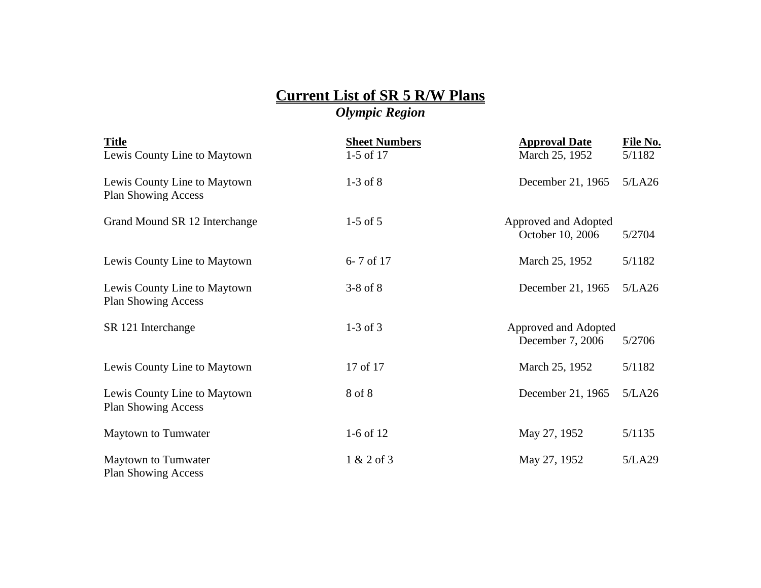# Current List of SR 5 R/W Plans

***Olympic Region***

| Title | Sheet Numbers | Approval Date | File No. |
|---|---|---|---|
| Lewis County Line to Maytown | 1-5 of 17 | March 25, 1952 | 5/1182 |
| Lewis County Line to Maytown Plan Showing Access | 1-3 of 8 | December 21, 1965 | 5/LA26 |
| Grand Mound SR 12 Interchange | 1-5 of 5 | Approved and Adopted October 10, 2006 | 5/2704 |
| Lewis County Line to Maytown | 6- 7 of 17 | March 25, 1952 | 5/1182 |
| Lewis County Line to Maytown Plan Showing Access | 3-8 of 8 | December 21, 1965 | 5/LA26 |
| SR 121 Interchange | 1-3 of 3 | Approved and Adopted December 7, 2006 | 5/2706 |
| Lewis County Line to Maytown | 17 of 17 | March 25, 1952 | 5/1182 |
| Lewis County Line to Maytown Plan Showing Access | 8 of 8 | December 21, 1965 | 5/LA26 |
| Maytown to Tumwater | 1-6 of 12 | May 27, 1952 | 5/1135 |
| Maytown to Tumwater Plan Showing Access | 1 & 2 of 3 | May 27, 1952 | 5/LA29 |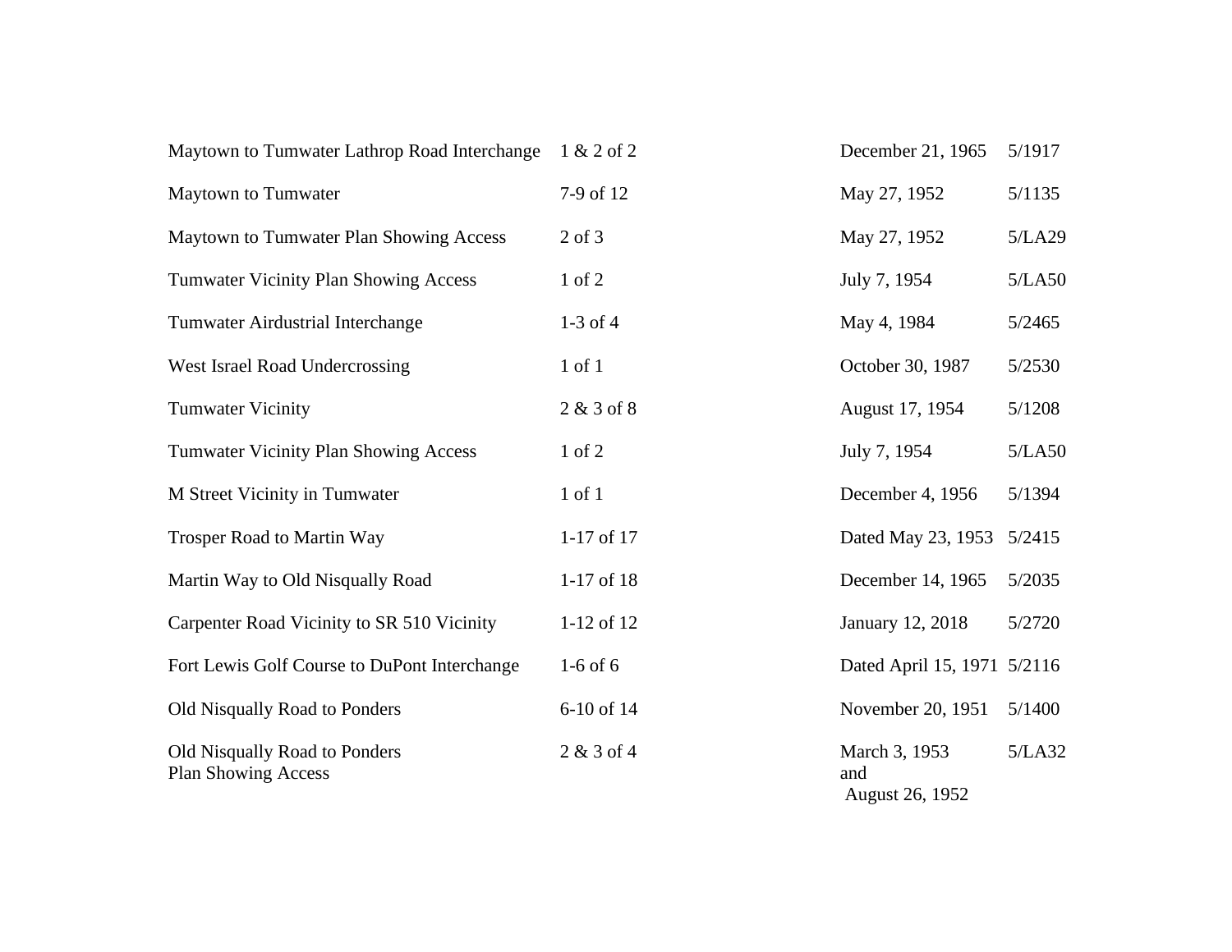| | | | |
|---|---|---|---|
| Maytown to Tumwater Lathrop Road Interchange | 1 & 2 of 2 | December 21, 1965 | 5/1917 |
| Maytown to Tumwater | 7-9 of 12 | May 27, 1952 | 5/1135 |
| Maytown to Tumwater Plan Showing Access | 2 of 3 | May 27, 1952 | 5/LA29 |
| Tumwater Vicinity Plan Showing Access | 1 of 2 | July 7, 1954 | 5/LA50 |
| Tumwater Airdustrial Interchange | 1-3 of 4 | May 4, 1984 | 5/2465 |
| West Israel Road Undercrossing | 1 of 1 | October 30, 1987 | 5/2530 |
| Tumwater Vicinity | 2 & 3 of 8 | August 17, 1954 | 5/1208 |
| Tumwater Vicinity Plan Showing Access | 1 of 2 | July 7, 1954 | 5/LA50 |
| M Street Vicinity in Tumwater | 1 of 1 | December 4, 1956 | 5/1394 |
| Trosper Road to Martin Way | 1-17 of 17 | Dated May 23, 1953 | 5/2415 |
| Martin Way to Old Nisqually Road | 1-17 of 18 | December 14, 1965 | 5/2035 |
| Carpenter Road Vicinity to SR 510 Vicinity | 1-12 of 12 | January 12, 2018 | 5/2720 |
| Fort Lewis Golf Course to DuPont Interchange | 1-6 of 6 | Dated April 15, 1971 | 5/2116 |
| Old Nisqually Road to Ponders | 6-10 of 14 | November 20, 1951 | 5/1400 |
| Old Nisqually Road to Ponders Plan Showing Access | 2 & 3 of 4 | March 3, 1953 and August 26, 1952 | 5/LA32 |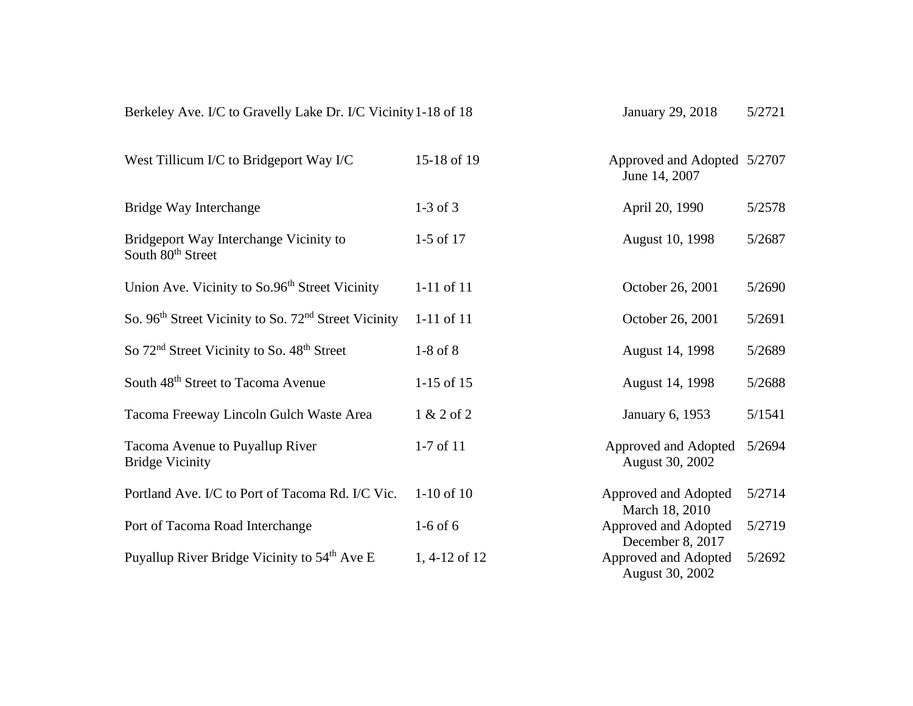| | | | |
|---|---|---|---|
| Berkeley Ave. I/C to Gravelly Lake Dr. I/C Vicinity | 1-18 of 18 | January 29, 2018 | 5/2721 |
| West Tillicum I/C to Bridgeport Way I/C | 15-18 of 19 | Approved and Adopted June 14, 2007 | 5/2707 |
| Bridge Way Interchange | 1-3 of 3 | April 20, 1990 | 5/2578 |
| Bridgeport Way Interchange Vicinity to South 80th Street | 1-5 of 17 | August 10, 1998 | 5/2687 |
| Union Ave. Vicinity to So.96th Street Vicinity | 1-11 of 11 | October 26, 2001 | 5/2690 |
| So. 96th Street Vicinity to So. 72nd Street Vicinity | 1-11 of 11 | October 26, 2001 | 5/2691 |
| So 72nd Street Vicinity to So. 48th Street | 1-8 of 8 | August 14, 1998 | 5/2689 |
| South 48th Street to Tacoma Avenue | 1-15 of 15 | August 14, 1998 | 5/2688 |
| Tacoma Freeway Lincoln Gulch Waste Area | 1 & 2 of 2 | January 6, 1953 | 5/1541 |
| Tacoma Avenue to Puyallup River Bridge Vicinity | 1-7 of 11 | Approved and Adopted August 30, 2002 | 5/2694 |
| Portland Ave. I/C to Port of Tacoma Rd. I/C Vic. | 1-10 of 10 | Approved and Adopted March 18, 2010 | 5/2714 |
| Port of Tacoma Road Interchange | 1-6 of 6 | Approved and Adopted December 8, 2017 | 5/2719 |
| Puyallup River Bridge Vicinity to 54th Ave E | 1, 4-12 of 12 | Approved and Adopted August 30, 2002 | 5/2692 |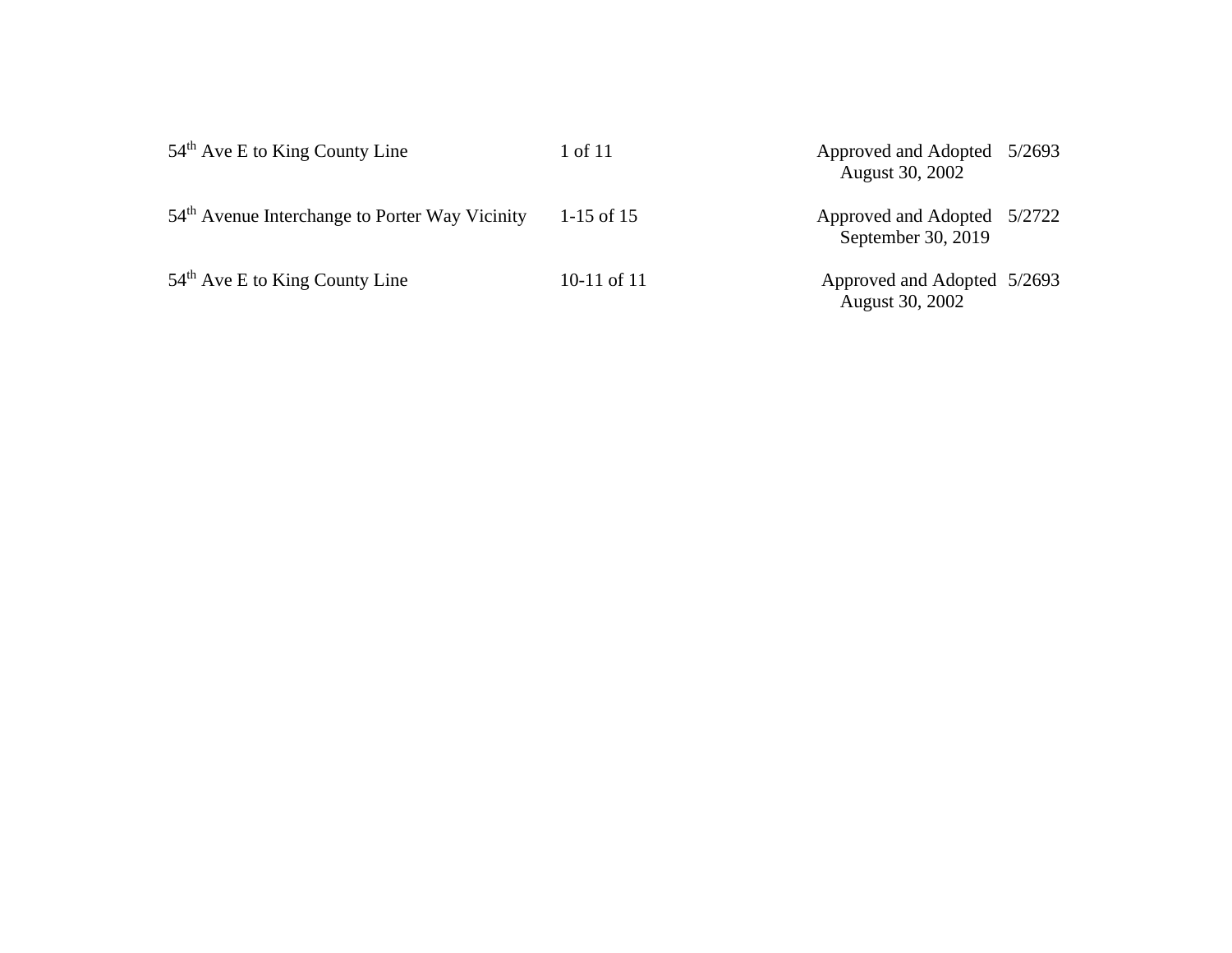| | | | |
|---|---|---|---|
| 54th Ave E to King County Line | 1 of 11 | Approved and Adopted August 30, 2002 | 5/2693 |
| 54th Avenue Interchange to Porter Way Vicinity | 1-15 of 15 | Approved and Adopted September 30, 2019 | 5/2722 |
| 54th Ave E to King County Line | 10-11 of 11 | Approved and Adopted August 30, 2002 | 5/2693 |